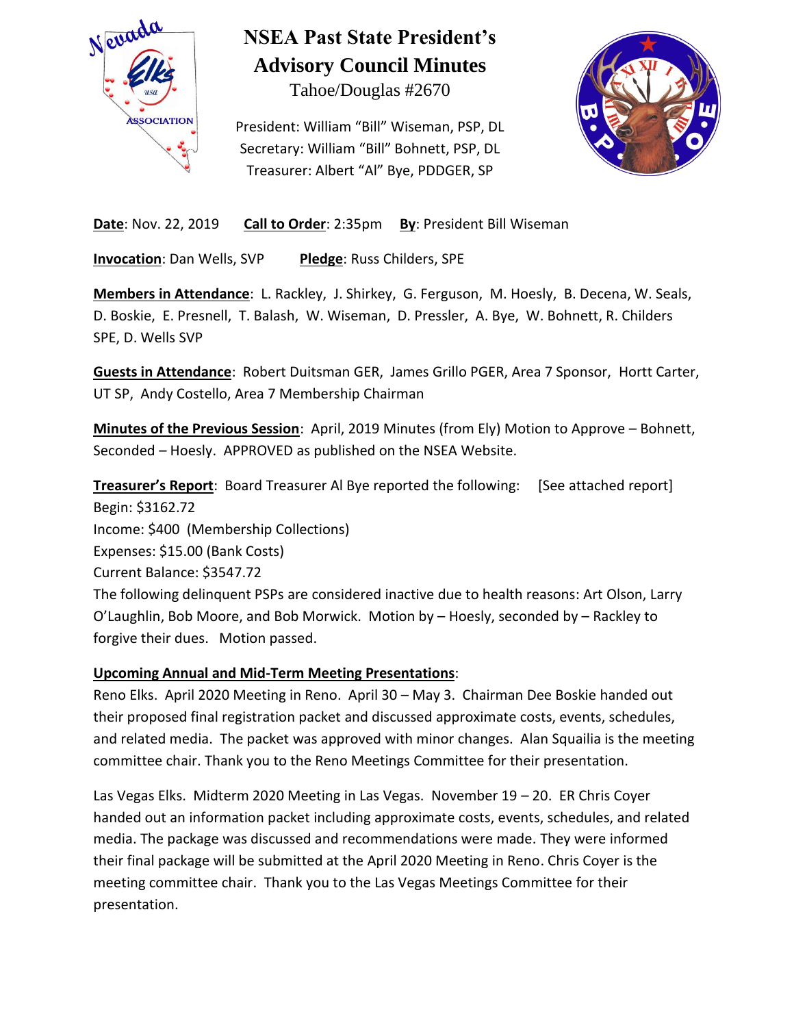# NSEA Past State President's Advisory Council Minutes

Tahoe/Douglas #2670

President: William "Bill" Wiseman, PSP, DL
Secretary: William "Bill" Bohnett, PSP, DL
Treasurer: Albert "Al" Bye, PDDGER, SP

**Date**: Nov. 22, 2019 **Call to Order**: 2:35pm **By**: President Bill Wiseman

**Invocation**: Dan Wells, SVP **Pledge**: Russ Childers, SPE

**Members in Attendance**: L. Rackley, J. Shirkey, G. Ferguson, M. Hoesly, B. Decena, W. Seals, D. Boskie, E. Presnell, T. Balash, W. Wiseman, D. Pressler, A. Bye, W. Bohnett, R. Childers SPE, D. Wells SVP

**Guests in Attendance**: Robert Duitsman GER, James Grillo PGER, Area 7 Sponsor, Hortt Carter, UT SP, Andy Costello, Area 7 Membership Chairman

**Minutes of the Previous Session**: April, 2019 Minutes (from Ely) Motion to Approve – Bohnett, Seconded – Hoesly. APPROVED as published on the NSEA Website.

**Treasurer's Report**: Board Treasurer Al Bye reported the following: [See attached report]
Begin: $3162.72
Income: $400 (Membership Collections)
Expenses: $15.00 (Bank Costs)
Current Balance: $3547.72
The following delinquent PSPs are considered inactive due to health reasons: Art Olson, Larry O'Laughlin, Bob Moore, and Bob Morwick. Motion by – Hoesly, seconded by – Rackley to forgive their dues. Motion passed.

**Upcoming Annual and Mid-Term Meeting Presentations**:
Reno Elks. April 2020 Meeting in Reno. April 30 – May 3. Chairman Dee Boskie handed out their proposed final registration packet and discussed approximate costs, events, schedules, and related media. The packet was approved with minor changes. Alan Squailia is the meeting committee chair. Thank you to the Reno Meetings Committee for their presentation.

Las Vegas Elks. Midterm 2020 Meeting in Las Vegas. November 19 – 20. ER Chris Coyer handed out an information packet including approximate costs, events, schedules, and related media. The package was discussed and recommendations were made. They were informed their final package will be submitted at the April 2020 Meeting in Reno. Chris Coyer is the meeting committee chair. Thank you to the Las Vegas Meetings Committee for their presentation.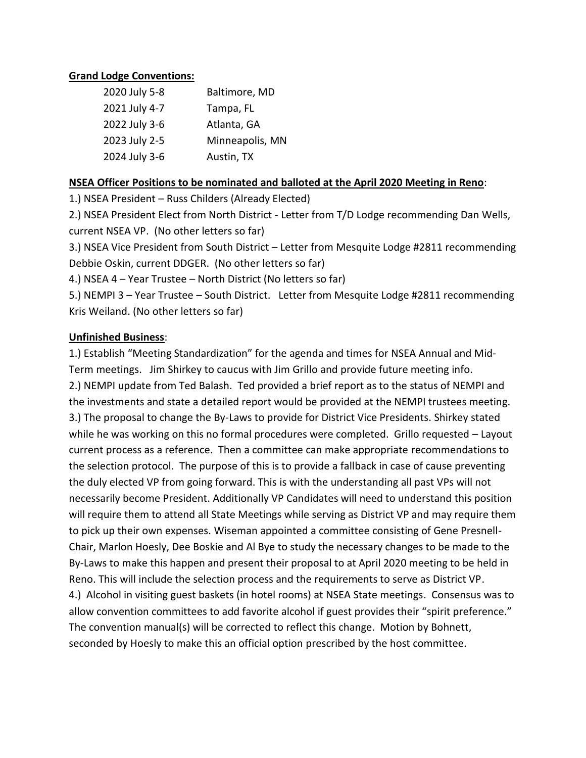**Grand Lodge Conventions:**

| | |
|---|---|
| 2020 July 5-8 | Baltimore, MD |
| 2021 July 4-7 | Tampa, FL |
| 2022 July 3-6 | Atlanta, GA |
| 2023 July 2-5 | Minneapolis, MN |
| 2024 July 3-6 | Austin, TX |

**NSEA Officer Positions to be nominated and balloted at the April 2020 Meeting in Reno**:

1.) NSEA President – Russ Childers (Already Elected)

2.) NSEA President Elect from North District - Letter from T/D Lodge recommending Dan Wells, current NSEA VP. (No other letters so far)

3.) NSEA Vice President from South District – Letter from Mesquite Lodge #2811 recommending Debbie Oskin, current DDGER. (No other letters so far)

4.) NSEA 4 – Year Trustee – North District (No letters so far)

5.) NEMPI 3 – Year Trustee – South District. Letter from Mesquite Lodge #2811 recommending Kris Weiland. (No other letters so far)

**Unfinished Business**:

1.) Establish "Meeting Standardization" for the agenda and times for NSEA Annual and Mid-Term meetings. Jim Shirkey to caucus with Jim Grillo and provide future meeting info.

2.) NEMPI update from Ted Balash. Ted provided a brief report as to the status of NEMPI and the investments and state a detailed report would be provided at the NEMPI trustees meeting.

3.) The proposal to change the By-Laws to provide for District Vice Presidents. Shirkey stated while he was working on this no formal procedures were completed. Grillo requested – Layout current process as a reference. Then a committee can make appropriate recommendations to the selection protocol. The purpose of this is to provide a fallback in case of cause preventing the duly elected VP from going forward. This is with the understanding all past VPs will not necessarily become President. Additionally VP Candidates will need to understand this position will require them to attend all State Meetings while serving as District VP and may require them to pick up their own expenses. Wiseman appointed a committee consisting of Gene Presnell-Chair, Marlon Hoesly, Dee Boskie and Al Bye to study the necessary changes to be made to the By-Laws to make this happen and present their proposal to at April 2020 meeting to be held in Reno. This will include the selection process and the requirements to serve as District VP.

4.) Alcohol in visiting guest baskets (in hotel rooms) at NSEA State meetings. Consensus was to allow convention committees to add favorite alcohol if guest provides their "spirit preference." The convention manual(s) will be corrected to reflect this change. Motion by Bohnett, seconded by Hoesly to make this an official option prescribed by the host committee.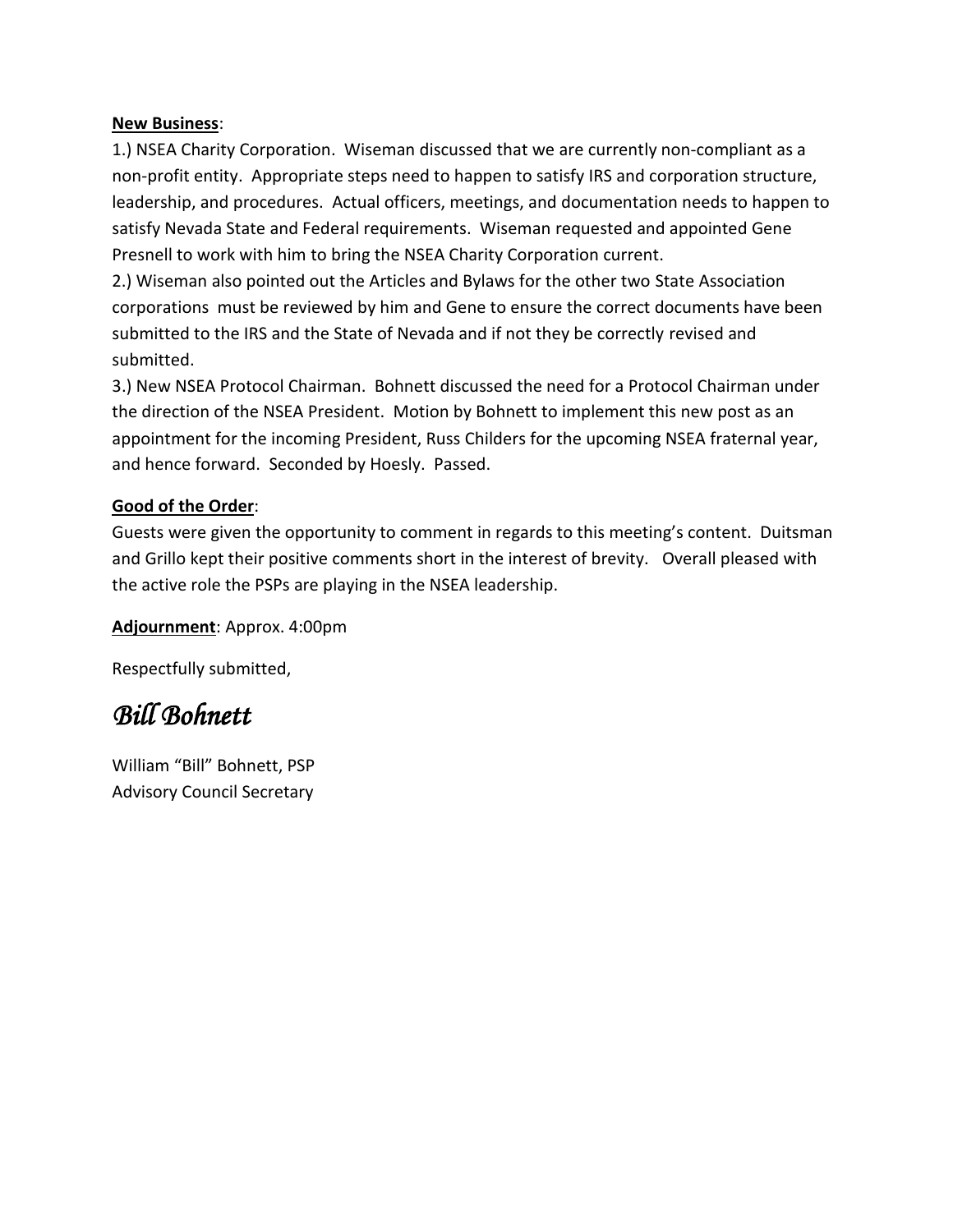**New Business**:

1.) NSEA Charity Corporation. Wiseman discussed that we are currently non-compliant as a non-profit entity. Appropriate steps need to happen to satisfy IRS and corporation structure, leadership, and procedures. Actual officers, meetings, and documentation needs to happen to satisfy Nevada State and Federal requirements. Wiseman requested and appointed Gene Presnell to work with him to bring the NSEA Charity Corporation current.

2.) Wiseman also pointed out the Articles and Bylaws for the other two State Association corporations must be reviewed by him and Gene to ensure the correct documents have been submitted to the IRS and the State of Nevada and if not they be correctly revised and submitted.

3.) New NSEA Protocol Chairman. Bohnett discussed the need for a Protocol Chairman under the direction of the NSEA President. Motion by Bohnett to implement this new post as an appointment for the incoming President, Russ Childers for the upcoming NSEA fraternal year, and hence forward. Seconded by Hoesly. Passed.

**Good of the Order**:

Guests were given the opportunity to comment in regards to this meeting's content. Duitsman and Grillo kept their positive comments short in the interest of brevity. Overall pleased with the active role the PSPs are playing in the NSEA leadership.

**Adjournment**: Approx. 4:00pm

Respectfully submitted,

*Bill Bohnett*

William "Bill" Bohnett, PSP
Advisory Council Secretary